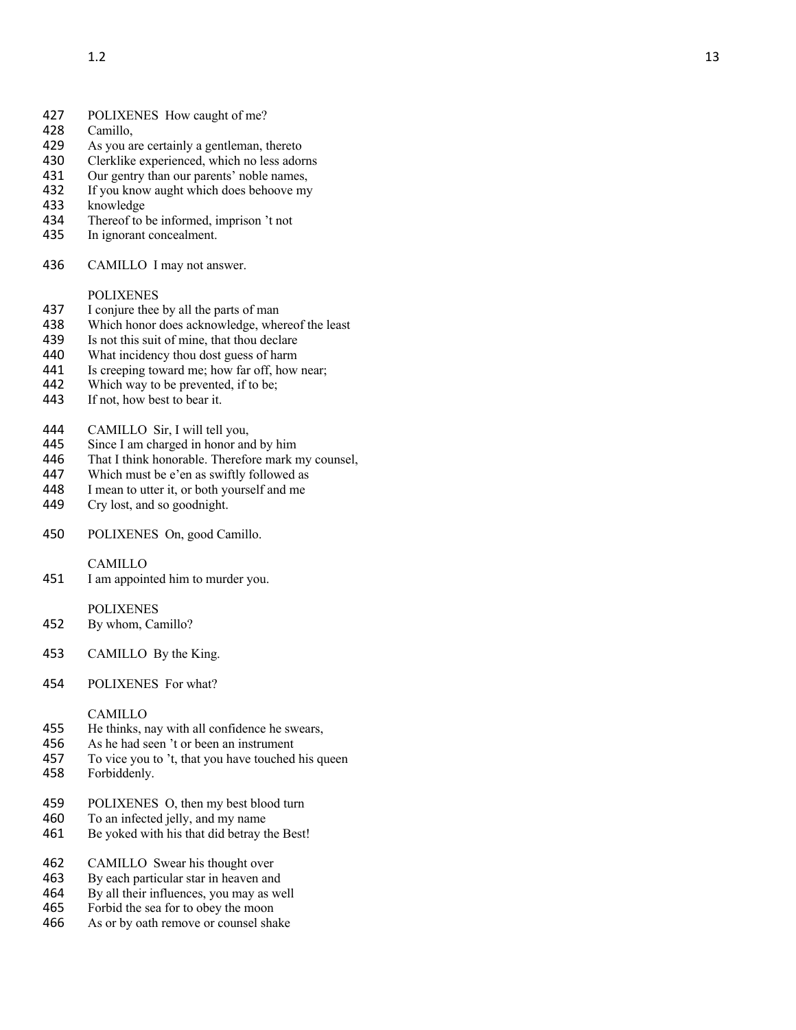427 POLIXENES How caught of me?
428 Camillo,
429 As you are certainly a gentleman, thereto
430 Clerklike experienced, which no less adorns
431 Our gentry than our parents' noble names,
432 If you know aught which does behoove my
433 knowledge
434 Thereof to be informed, imprison 't not
435 In ignorant concealment.

436 CAMILLO I may not answer.

POLIXENES
437 I conjure thee by all the parts of man
438 Which honor does acknowledge, whereof the least
439 Is not this suit of mine, that thou declare
440 What incidency thou dost guess of harm
441 Is creeping toward me; how far off, how near;
442 Which way to be prevented, if to be;
443 If not, how best to bear it.

444 CAMILLO Sir, I will tell you,
445 Since I am charged in honor and by him
446 That I think honorable. Therefore mark my counsel,
447 Which must be e'en as swiftly followed as
448 I mean to utter it, or both yourself and me
449 Cry lost, and so goodnight.

450 POLIXENES On, good Camillo.

CAMILLO
451 I am appointed him to murder you.

POLIXENES
452 By whom, Camillo?

453 CAMILLO By the King.

454 POLIXENES For what?

CAMILLO
455 He thinks, nay with all confidence he swears,
456 As he had seen 't or been an instrument
457 To vice you to 't, that you have touched his queen
458 Forbiddenly.

459 POLIXENES O, then my best blood turn
460 To an infected jelly, and my name
461 Be yoked with his that did betray the Best!

462 CAMILLO Swear his thought over
463 By each particular star in heaven and
464 By all their influences, you may as well
465 Forbid the sea for to obey the moon
466 As or by oath remove or counsel shake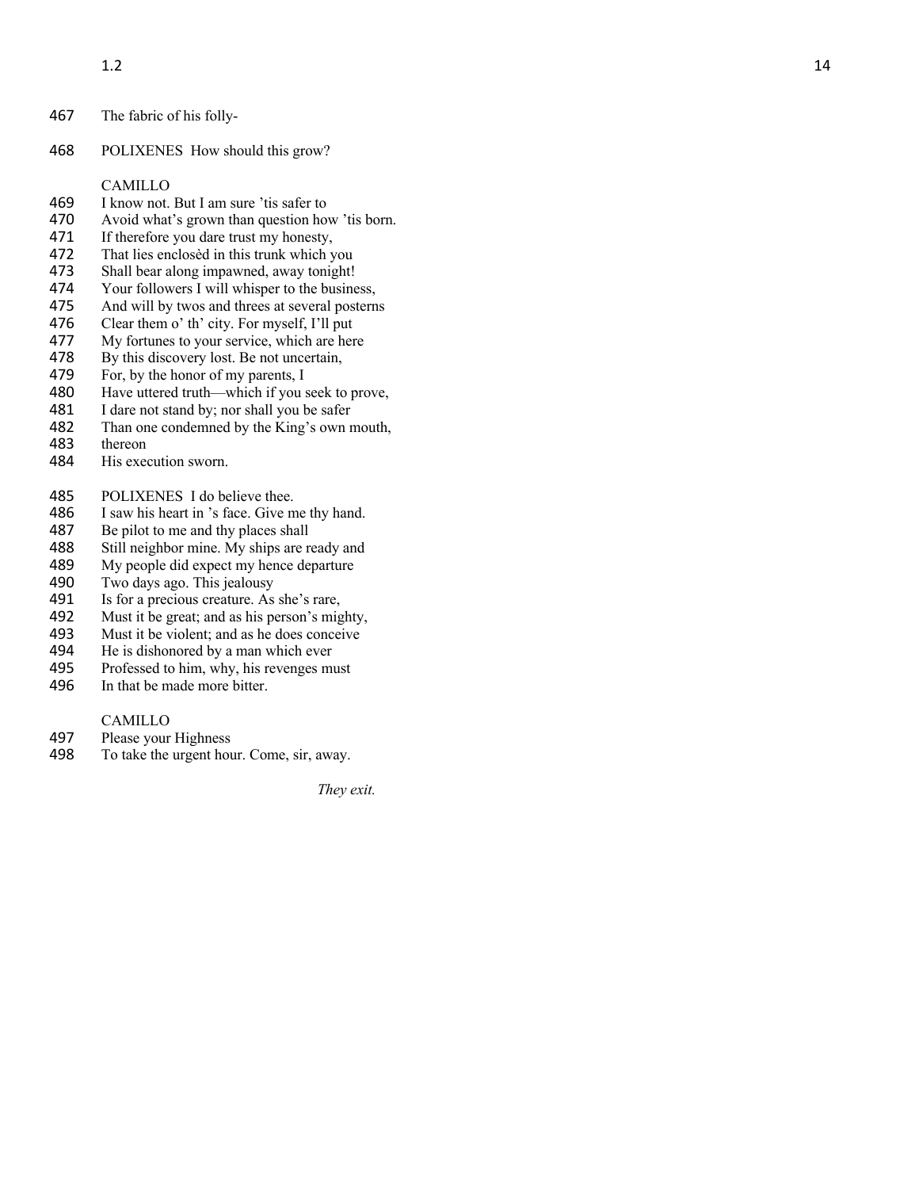467 The fabric of his folly-

468 POLIXENES How should this grow?

CAMILLO

469 I know not. But I am sure ’tis safer to
470 Avoid what’s grown than question how ’tis born.
471 If therefore you dare trust my honesty,
472 That lies enclosèd in this trunk which you
473 Shall bear along impawned, away tonight!
474 Your followers I will whisper to the business,
475 And will by twos and threes at several posterns
476 Clear them o’ th’ city. For myself, I’ll put
477 My fortunes to your service, which are here
478 By this discovery lost. Be not uncertain,
479 For, by the honor of my parents, I
480 Have uttered truth—which if you seek to prove,
481 I dare not stand by; nor shall you be safer
482 Than one condemned by the King’s own mouth,
483 thereon
484 His execution sworn.

485 POLIXENES I do believe thee.
486 I saw his heart in ’s face. Give me thy hand.
487 Be pilot to me and thy places shall
488 Still neighbor mine. My ships are ready and
489 My people did expect my hence departure
490 Two days ago. This jealousy
491 Is for a precious creature. As she’s rare,
492 Must it be great; and as his person’s mighty,
493 Must it be violent; and as he does conceive
494 He is dishonored by a man which ever
495 Professed to him, why, his revenges must
496 In that be made more bitter.

CAMILLO

497 Please your Highness
498 To take the urgent hour. Come, sir, away.

*They exit.*